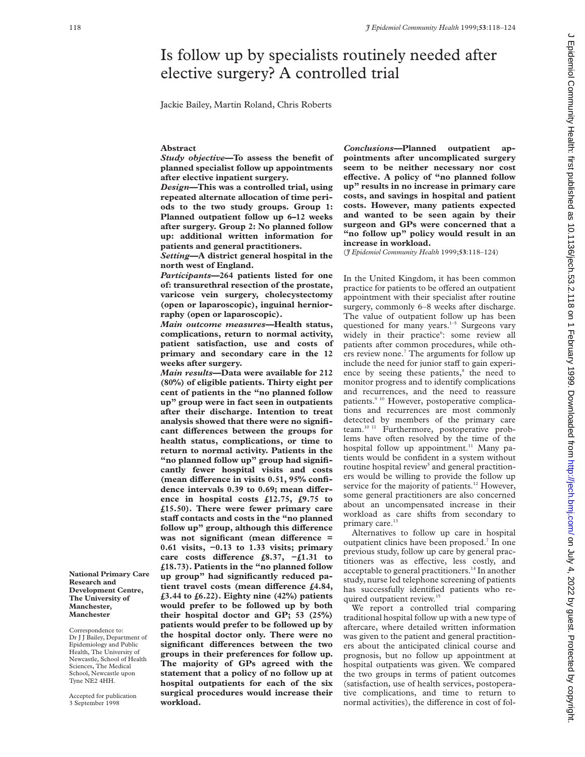# Is follow up by specialists routinely needed after elective surgery? A controlled trial

Jackie Bailey, Martin Roland, Chris Roberts

**National Primary Care Research and Development Centre, The University of Manchester, Manchester**

Correspondence to: Dr J J Bailey, Department of Epidemiology and Public Health, The University of Newcastle, School of Health Sciences, The Medical School, Newcastle upon Tyne NE2 4HH.

Accepted for publication 3 September 1998

## Abstract

***Study objective*—To assess the benefit of planned specialist follow up appointments after elective inpatient surgery.**

***Design*—This was a controlled trial, using repeated alternate allocation of time periods to the two study groups. Group 1: Planned outpatient follow up 6–12 weeks after surgery. Group 2: No planned follow up: additional written information for patients and general practitioners.**

***Setting*—A district general hospital in the north west of England.**

***Participants*—264 patients listed for one of: transurethral resection of the prostate, varicose vein surgery, cholecystectomy (open or laparoscopic), inguinal herniorraphy (open or laparoscopic).**

***Main outcome measures*—Health status, complications, return to normal activity, patient satisfaction, use and costs of primary and secondary care in the 12 weeks after surgery.**

***Main results*—Data were available for 212 (80%) of eligible patients. Thirty eight per cent of patients in the "no planned follow up" group were in fact seen in outpatients after their discharge. Intention to treat analysis showed that there were no significant differences between the groups for health status, complications, or time to return to normal activity. Patients in the "no planned follow up" group had significantly fewer hospital visits and costs (mean difference in visits 0.51, 95% confidence intervals 0.39 to 0.69; mean difference in hospital costs £12.75, £9.75 to £15.50). There were fewer primary care staff contacts and costs in the "no planned follow up" group, although this difference was not significant (mean difference = 0.61 visits, −0.13 to 1.33 visits; primary care costs difference £8.37, −£1.31 to £18.73). Patients in the "no planned follow up group" had significantly reduced patient travel costs (mean difference £4.84, £3.44 to £6.22). Eighty nine (42%) patients would prefer to be followed up by both their hospital doctor and GP; 53 (25%) patients would prefer to be followed up by the hospital doctor only. There were no significant differences between the two groups in their preferences for follow up. The majority of GPs agreed with the statement that a policy of no follow up at hospital outpatients for each of the six surgical procedures would increase their workload.**

***Conclusions*—Planned outpatient appointments after uncomplicated surgery seem to be neither necessary nor cost effective. A policy of "no planned follow up" results in no increase in primary care costs, and savings in hospital and patient costs. However, many patients expected and wanted to be seen again by their surgeon and GPs were concerned that a "no follow up" policy would result in an increase in workload.**

(*J Epidemiol Community Health* 1999;**53**:118–124)

In the United Kingdom, it has been common practice for patients to be offered an outpatient appointment with their specialist after routine surgery, commonly 6–8 weeks after discharge. The value of outpatient follow up has been questioned for many years.[1–5] Surgeons vary widely in their practice[6]: some review all patients after common procedures, while others review none.[7] The arguments for follow up include the need for junior staff to gain experience by seeing these patients,[8] the need to monitor progress and to identify complications and recurrences, and the need to reassure patients.[9 10] However, postoperative complications and recurrences are most commonly detected by members of the primary care team.[10 11] Furthermore, postoperative problems have often resolved by the time of the hospital follow up appointment.[11] Many patients would be confident in a system without routine hospital review[5] and general practitioners would be willing to provide the follow up service for the majority of patients.[12] However, some general practitioners are also concerned about an uncompensated increase in their workload as care shifts from secondary to primary care.[13]

Alternatives to follow up care in hospital outpatient clinics have been proposed.[7] In one previous study, follow up care by general practitioners was as effective, less costly, and acceptable to general practitioners.[14] In another study, nurse led telephone screening of patients has successfully identified patients who required outpatient review.[15]

We report a controlled trial comparing traditional hospital follow up with a new type of aftercare, where detailed written information was given to the patient and general practitioners about the anticipated clinical course and prognosis, but no follow up appointment at hospital outpatients was given. We compared the two groups in terms of patient outcomes (satisfaction, use of health services, postoperative complications, and time to return to normal activities), the difference in cost of fol-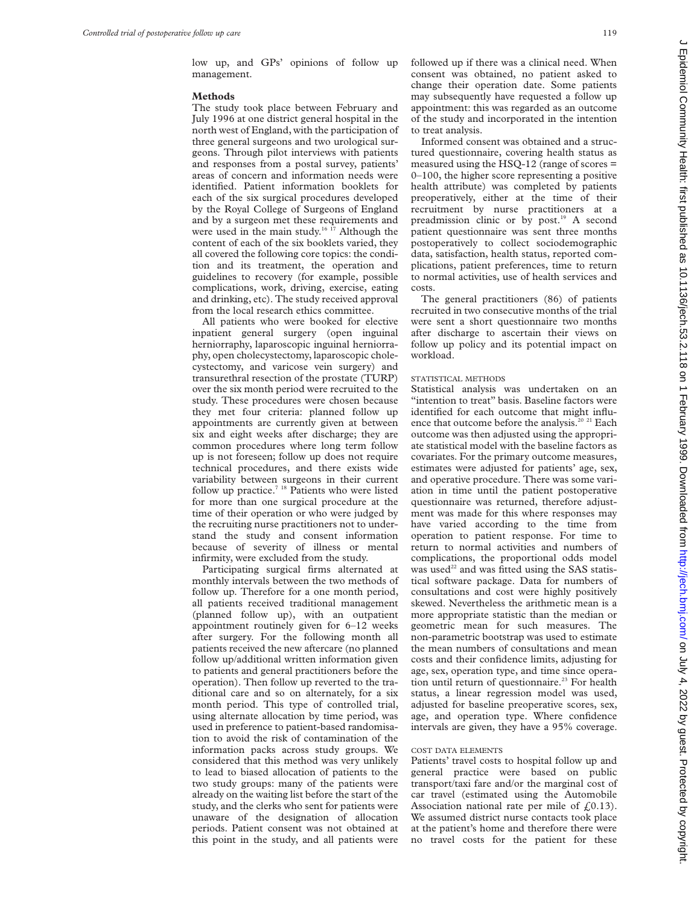low up, and GPs' opinions of follow up management.

## Methods

The study took place between February and July 1996 at one district general hospital in the north west of England, with the participation of three general surgeons and two urological surgeons. Through pilot interviews with patients and responses from a postal survey, patients' areas of concern and information needs were identified. Patient information booklets for each of the six surgical procedures developed by the Royal College of Surgeons of England and by a surgeon met these requirements and were used in the main study.[16 17] Although the content of each of the six booklets varied, they all covered the following core topics: the condition and its treatment, the operation and guidelines to recovery (for example, possible complications, work, driving, exercise, eating and drinking, etc). The study received approval from the local research ethics committee.

All patients who were booked for elective inpatient general surgery (open inguinal herniorrhaphy, laparoscopic inguinal herniorraphy, open cholecystectomy, laparoscopic cholecystectomy, and varicose vein surgery) and transurethral resection of the prostate (TURP) over the six month period were recruited to the study. These procedures were chosen because they met four criteria: planned follow up appointments are currently given at between six and eight weeks after discharge; they are common procedures where long term follow up is not foreseen; follow up does not require technical procedures, and there exists wide variability between surgeons in their current follow up practice.[7 18] Patients who were listed for more than one surgical procedure at the time of their operation or who were judged by the recruiting nurse practitioners not to understand the study and consent information because of severity of illness or mental infirmity, were excluded from the study.

Participating surgical firms alternated at monthly intervals between the two methods of follow up. Therefore for a one month period, all patients received traditional management (planned follow up), with an outpatient appointment routinely given for 6–12 weeks after surgery. For the following month all patients received the new aftercare (no planned follow up/additional written information given to patients and general practitioners before the operation). Then follow up reverted to the traditional care and so on alternately, for a six month period. This type of controlled trial, using alternate allocation by time period, was used in preference to patient-based randomisation to avoid the risk of contamination of the information packs across study groups. We considered that this method was very unlikely to lead to biased allocation of patients to the two study groups: many of the patients were already on the waiting list before the start of the study, and the clerks who sent for patients were unaware of the designation of allocation periods. Patient consent was not obtained at this point in the study, and all patients were followed up if there was a clinical need. When consent was obtained, no patient asked to change their operation date. Some patients may subsequently have requested a follow up appointment: this was regarded as an outcome of the study and incorporated in the intention to treat analysis.

Informed consent was obtained and a structured questionnaire, covering health status as measured using the HSQ-12 (range of scores = 0–100, the higher score representing a positive health attribute) was completed by patients preoperatively, either at the time of their recruitment by nurse practitioners at a preadmission clinic or by post.[19] A second patient questionnaire was sent three months postoperatively to collect sociodemographic data, satisfaction, health status, reported complications, patient preferences, time to return to normal activities, use of health services and costs.

The general practitioners (86) of patients recruited in two consecutive months of the trial were sent a short questionnaire two months after discharge to ascertain their views on follow up policy and its potential impact on workload.

### STATISTICAL METHODS

Statistical analysis was undertaken on an "intention to treat" basis. Baseline factors were identified for each outcome that might influence that outcome before the analysis.[20 21] Each outcome was then adjusted using the appropriate statistical model with the baseline factors as covariates. For the primary outcome measures, estimates were adjusted for patients' age, sex, and operative procedure. There was some variation in time until the patient postoperative questionnaire was returned, therefore adjustment was made for this where responses may have varied according to the time from operation to patient response. For time to return to normal activities and numbers of complications, the proportional odds model was used[22] and was fitted using the SAS statistical software package. Data for numbers of consultations and cost were highly positively skewed. Nevertheless the arithmetic mean is a more appropriate statistic than the median or geometric mean for such measures. The non-parametric bootstrap was used to estimate the mean numbers of consultations and mean costs and their confidence limits, adjusting for age, sex, operation type, and time since operation until return of questionnaire.[23] For health status, a linear regression model was used, adjusted for baseline preoperative scores, sex, age, and operation type. Where confidence intervals are given, they have a 95% coverage.

### COST DATA ELEMENTS

Patients' travel costs to hospital follow up and general practice were based on public transport/taxi fare and/or the marginal cost of car travel (estimated using the Automobile Association national rate per mile of £0.13). We assumed district nurse contacts took place at the patient's home and therefore there were no travel costs for the patient for these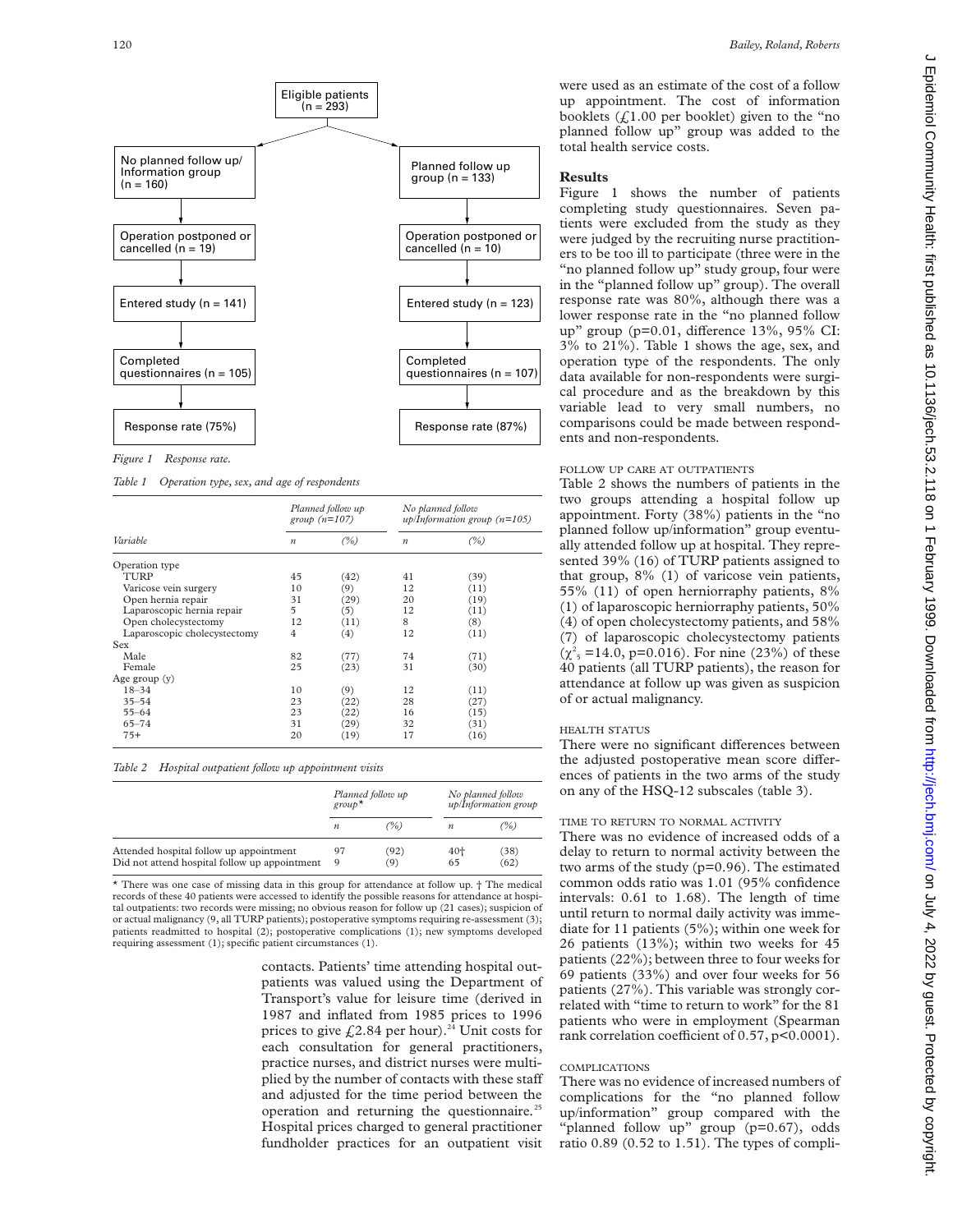Figure 1 flow chart:

- Eligible patients (n = 293)
  - No planned follow up/ Information group (n = 160)
    - Operation postponed or cancelled (n = 19)
    - Entered study (n = 141)
    - Completed questionnaires (n = 105)
    - Response rate (75%)
  - Planned follow up group (n = 133)
    - Operation postponed or cancelled (n = 10)
    - Entered study (n = 123)
    - Completed questionnaires (n = 107)
    - Response rate (87%)

*Figure 1 Response rate.*

*Table 1 Operation type, sex, and age of respondents*

| Variable | Planned follow up group (n=107) | | No planned follow up/Information group (n=105) | |
|---|---|---|---|---|
| | n | (%) | n | (%) |
| Operation type | | | | |
| TURP | 45 | (42) | 41 | (39) |
| Varicose vein surgery | 10 | (9) | 12 | (11) |
| Open hernia repair | 31 | (29) | 20 | (19) |
| Laparoscopic hernia repair | 5 | (5) | 12 | (11) |
| Open cholecystectomy | 12 | (11) | 8 | (8) |
| Laparoscopic cholecystectomy | 4 | (4) | 12 | (11) |
| Sex | | | | |
| Male | 82 | (77) | 74 | (71) |
| Female | 25 | (23) | 31 | (30) |
| Age group (y) | | | | |
| 18–34 | 10 | (9) | 12 | (11) |
| 35–54 | 23 | (22) | 28 | (27) |
| 55–64 | 23 | (22) | 16 | (15) |
| 65–74 | 31 | (29) | 32 | (31) |
| 75+ | 20 | (19) | 17 | (16) |

*Table 2 Hospital outpatient follow up appointment visits*

| | Planned follow up group* | | No planned follow up/Information group | |
|---|---|---|---|---|
| | n | (%) | n | (%) |
| Attended hospital follow up appointment | 97 | (92) | 40† | (38) |
| Did not attend hospital follow up appointment | 9 | (9) | 65 | (62) |

* There was one case of missing data in this group for attendance at follow up. † The medical records of these 40 patients were accessed to identify the possible reasons for attendance at hospital outpatients: two records were missing; no obvious reason for follow up (21 cases); suspicion of or actual malignancy (9, all TURP patients); postoperative symptoms requiring re-assessment (3); patients readmitted to hospital (2); postoperative complications (1); new symptoms developed requiring assessment (1); specific patient circumstances (1).

contacts. Patients' time attending hospital outpatients was valued using the Department of Transport's value for leisure time (derived in 1987 and inflated from 1985 prices to 1996 prices to give £2.84 per hour).[24] Unit costs for each consultation for general practitioners, practice nurses, and district nurses were multiplied by the number of contacts with these staff and adjusted for the time period between the operation and returning the questionnaire.[25] Hospital prices charged to general practitioner fundholder practices for an outpatient visit were used as an estimate of the cost of a follow up appointment. The cost of information booklets (£1.00 per booklet) given to the "no planned follow up" group was added to the total health service costs.

## Results

Figure 1 shows the number of patients completing study questionnaires. Seven patients were excluded from the study as they were judged by the recruiting nurse practitioners to be too ill to participate (three were in the "no planned follow up" study group, four were in the "planned follow up" group). The overall response rate was 80%, although there was a lower response rate in the "no planned follow up" group (p=0.01, difference 13%, 95% CI: 3% to 21%). Table 1 shows the age, sex, and operation type of the respondents. The only data available for non-respondents were surgical procedure and as the breakdown by this variable lead to very small numbers, no comparisons could be made between respondents and non-respondents.

### FOLLOW UP CARE AT OUTPATIENTS

Table 2 shows the numbers of patients in the two groups attending a hospital follow up appointment. Forty (38%) patients in the "no planned follow up/information" group eventually attended follow up at hospital. They represented 39% (16) of TURP patients assigned to that group, 8% (1) of varicose vein patients, 55% (11) of open herniorraphy patients, 8% (1) of laparoscopic herniorraphy patients, 50% (4) of open cholecystectomy patients, and 58% (7) of laparoscopic cholecystectomy patients ($\chi^2_5$ =14.0, p=0.016). For nine (23%) of these 40 patients (all TURP patients), the reason for attendance at follow up was given as suspicion of or actual malignancy.

### HEALTH STATUS

There were no significant differences between the adjusted postoperative mean score differences of patients in the two arms of the study on any of the HSQ-12 subscales (table 3).

### TIME TO RETURN TO NORMAL ACTIVITY

There was no evidence of increased odds of a delay to return to normal activity between the two arms of the study (p=0.96). The estimated common odds ratio was 1.01 (95% confidence intervals: 0.61 to 1.68). The length of time until return to normal daily activity was immediate for 11 patients (5%); within one week for 26 patients (13%); within two weeks for 45 patients (22%); between three to four weeks for 69 patients (33%) and over four weeks for 56 patients (27%). This variable was strongly correlated with "time to return to work" for the 81 patients who were in employment (Spearman rank correlation coefficient of 0.57, p<0.0001).

### COMPLICATIONS

There was no evidence of increased numbers of complications for the "no planned follow up/information" group compared with the "planned follow up" group (p=0.67), odds ratio 0.89 (0.52 to 1.51). The types of compli-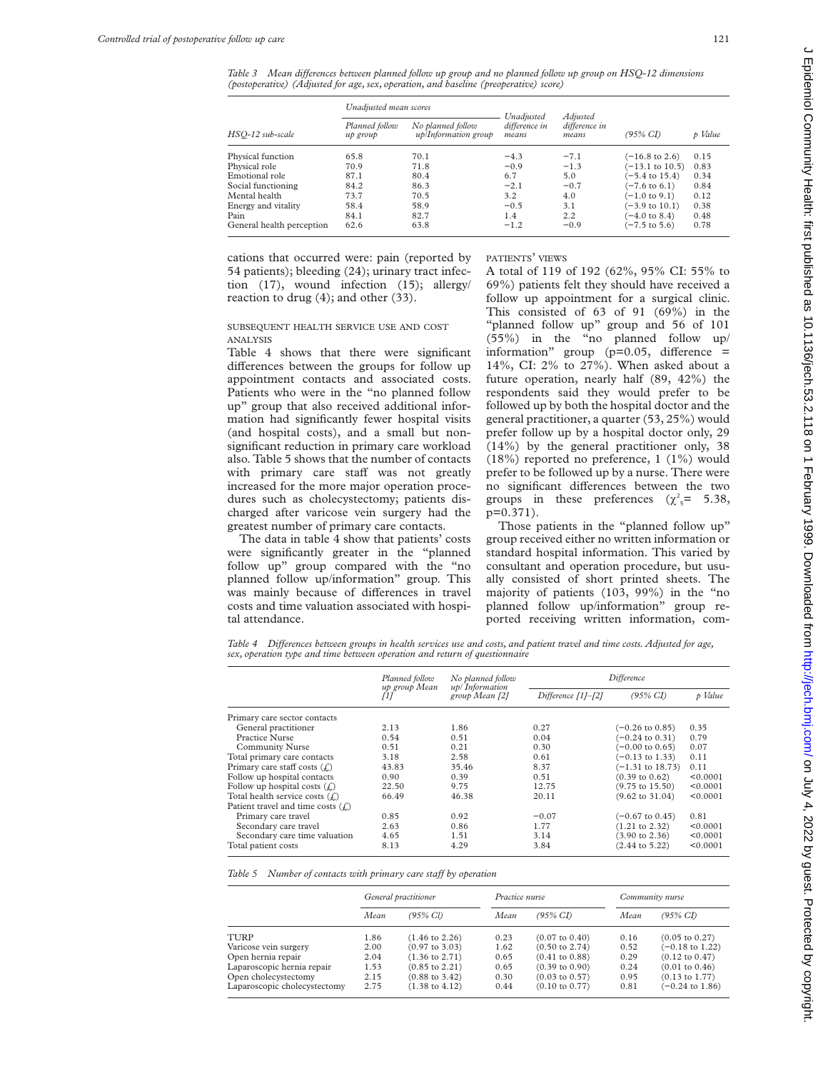*Table 3 Mean differences between planned follow up group and no planned follow up group on HSQ-12 dimensions (postoperative) (Adjusted for age, sex, operation, and baseline (preoperative) score)*

| HSQ-12 sub-scale | Unadjusted mean scores | | Unadjusted difference in means | Adjusted difference in means | (95% CI) | p Value |
|---|---|---|---|---|---|---|
| | Planned follow up group | No planned follow up/Information group | | | | |
| Physical function | 65.8 | 70.1 | −4.3 | −7.1 | (−16.8 to 2.6) | 0.15 |
| Physical role | 70.9 | 71.8 | −0.9 | −1.3 | (−13.1 to 10.5) | 0.83 |
| Emotional role | 87.1 | 80.4 | 6.7 | 5.0 | (−5.4 to 15.4) | 0.34 |
| Social functioning | 84.2 | 86.3 | −2.1 | −0.7 | (−7.6 to 6.1) | 0.84 |
| Mental health | 73.7 | 70.5 | 3.2 | 4.0 | (−1.0 to 9.1) | 0.12 |
| Energy and vitality | 58.4 | 58.9 | −0.5 | 3.1 | (−3.9 to 10.1) | 0.38 |
| Pain | 84.1 | 82.7 | 1.4 | 2.2 | (−4.0 to 8.4) | 0.48 |
| General health perception | 62.6 | 63.8 | −1.2 | −0.9 | (−7.5 to 5.6) | 0.78 |

cations that occurred were: pain (reported by 54 patients); bleeding (24); urinary tract infection (17), wound infection (15); allergy/reaction to drug (4); and other (33).

### SUBSEQUENT HEALTH SERVICE USE AND COST ANALYSIS

Table 4 shows that there were significant differences between the groups for follow up appointment contacts and associated costs. Patients who were in the "no planned follow up" group that also received additional information had significantly fewer hospital visits (and hospital costs), and a small but nonsignificant reduction in primary care workload also. Table 5 shows that the number of contacts with primary care staff was not greatly increased for the more major operation procedures such as cholecystectomy; patients discharged after varicose vein surgery had the greatest number of primary care contacts.

The data in table 4 show that patients' costs were significantly greater in the "planned follow up" group compared with the "no planned follow up/information" group. This was mainly because of differences in travel costs and time valuation associated with hospital attendance.

### PATIENTS' VIEWS

A total of 119 of 192 (62%, 95% CI: 55% to 69%) patients felt they should have received a follow up appointment for a surgical clinic. This consisted of 63 of 91 (69%) in the "planned follow up" group and 56 of 101 (55%) in the "no planned follow up/information" group (p=0.05, difference = 14%, CI: 2% to 27%). When asked about a future operation, nearly half (89, 42%) the respondents said they would prefer to be followed up by both the hospital doctor and the general practitioner, a quarter (53, 25%) would prefer follow up by a hospital doctor only, 29 (14%) by the general practitioner only, 38 (18%) reported no preference, 1 (1%) would prefer to be followed up by a nurse. There were no significant differences between the two groups in these preferences ($\chi^2_5$= 5.38, p=0.371).

Those patients in the "planned follow up" group received either no written information or standard hospital information. This varied by consultant and operation procedure, but usually consisted of short printed sheets. The majority of patients (103, 99%) in the "no planned follow up/information" group reported receiving written information, com-

*Table 4 Differences between groups in health services use and costs, and patient travel and time costs. Adjusted for age, sex, operation type and time between operation and return of questionnaire*

| | Planned follow up group Mean [1] | No planned follow up/ Information group Mean [2] | Difference | | |
|---|---|---|---|---|---|
| | | | Difference [1]–[2] | (95% CI) | p Value |
| Primary care sector contacts | | | | | |
| General practitioner | 2.13 | 1.86 | 0.27 | (−0.26 to 0.85) | 0.35 |
| Practice Nurse | 0.54 | 0.51 | 0.04 | (−0.24 to 0.31) | 0.79 |
| Community Nurse | 0.51 | 0.21 | 0.30 | (−0.00 to 0.65) | 0.07 |
| Total primary care contacts | 3.18 | 2.58 | 0.61 | (−0.13 to 1.33) | 0.11 |
| Primary care staff costs (£) | 43.83 | 35.46 | 8.37 | (−1.31 to 18.73) | 0.11 |
| Follow up hospital contacts | 0.90 | 0.39 | 0.51 | (0.39 to 0.62) | <0.0001 |
| Follow up hospital costs (£) | 22.50 | 9.75 | 12.75 | (9.75 to 15.50) | <0.0001 |
| Total health service costs (£) | 66.49 | 46.38 | 20.11 | (9.62 to 31.04) | <0.0001 |
| Patient travel and time costs (£) | | | | | |
| Primary care travel | 0.85 | 0.92 | −0.07 | (−0.67 to 0.45) | 0.81 |
| Secondary care travel | 2.63 | 0.86 | 1.77 | (1.21 to 2.32) | <0.0001 |
| Secondary care time valuation | 4.65 | 1.51 | 3.14 | (3.90 to 2.36) | <0.0001 |
| Total patient costs | 8.13 | 4.29 | 3.84 | (2.44 to 5.22) | <0.0001 |

*Table 5 Number of contacts with primary care staff by operation*

| | General practitioner | | Practice nurse | | Community nurse | |
|---|---|---|---|---|---|---|
| | Mean | (95% CI) | Mean | (95% CI) | Mean | (95% CI) |
| TURP | 1.86 | (1.46 to 2.26) | 0.23 | (0.07 to 0.40) | 0.16 | (0.05 to 0.27) |
| Varicose vein surgery | 2.00 | (0.97 to 3.03) | 1.62 | (0.50 to 2.74) | 0.52 | (−0.18 to 1.22) |
| Open hernia repair | 2.04 | (1.36 to 2.71) | 0.65 | (0.41 to 0.88) | 0.29 | (0.12 to 0.47) |
| Laparoscopic hernia repair | 1.53 | (0.85 to 2.21) | 0.65 | (0.39 to 0.90) | 0.24 | (0.01 to 0.46) |
| Open cholecystectomy | 2.15 | (0.88 to 3.42) | 0.30 | (0.03 to 0.57) | 0.95 | (0.13 to 1.77) |
| Laparoscopic cholecystectomy | 2.75 | (1.38 to 4.12) | 0.44 | (0.10 to 0.77) | 0.81 | (−0.24 to 1.86) |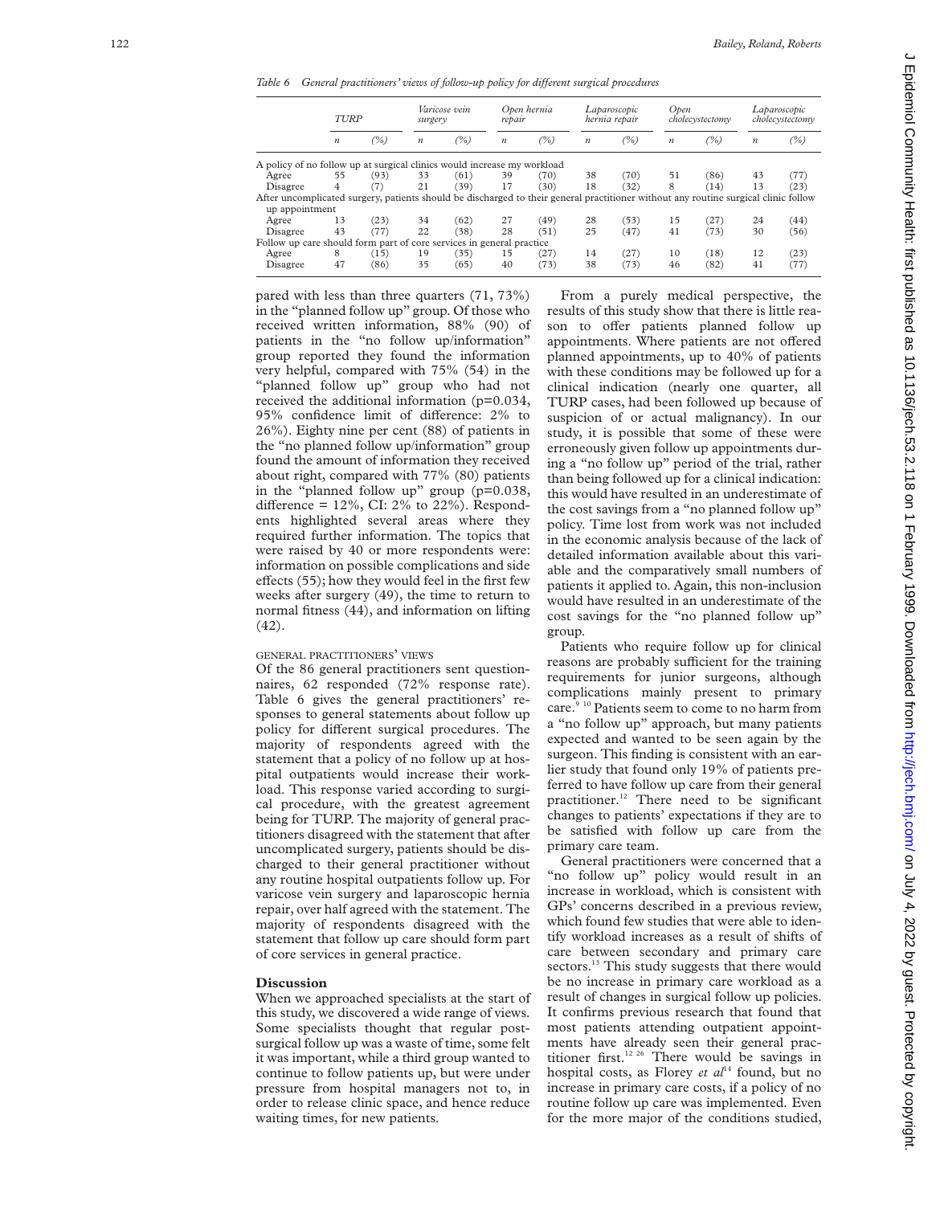*Table 6 General practitioners' views of follow-up policy for different surgical procedures*

| | TURP | | Varicose vein surgery | | Open hernia repair | | Laparoscopic hernia repair | | Open cholecystectomy | | Laparoscopic cholecystectomy | |
|---|---|---|---|---|---|---|---|---|---|---|---|---|
| | *n* | (%) | *n* | (%) | *n* | (%) | *n* | (%) | *n* | (%) | *n* | (%) |
| A policy of no follow up at surgical clinics would increase my workload | | | | | | | | | | | | |
| Agree | 55 | (93) | 33 | (61) | 39 | (70) | 38 | (70) | 51 | (86) | 43 | (77) |
| Disagree | 4 | (7) | 21 | (39) | 17 | (30) | 18 | (32) | 8 | (14) | 13 | (23) |
| After uncomplicated surgery, patients should be discharged to their general practitioner without any routine surgical clinic follow up appointment | | | | | | | | | | | | |
| Agree | 13 | (23) | 34 | (62) | 27 | (49) | 28 | (53) | 15 | (27) | 24 | (44) |
| Disagree | 43 | (77) | 22 | (38) | 28 | (51) | 25 | (47) | 41 | (73) | 30 | (56) |
| Follow up care should form part of core services in general practice | | | | | | | | | | | | |
| Agree | 8 | (15) | 19 | (35) | 15 | (27) | 14 | (27) | 10 | (18) | 12 | (23) |
| Disagree | 47 | (86) | 35 | (65) | 40 | (73) | 38 | (73) | 46 | (82) | 41 | (77) |

pared with less than three quarters (71, 73%) in the "planned follow up" group. Of those who received written information, 88% (90) of patients in the "no follow up/information" group reported they found the information very helpful, compared with 75% (54) in the "planned follow up" group who had not received the additional information (p=0.034, 95% confidence limit of difference: 2% to 26%). Eighty nine per cent (88) of patients in the "no planned follow up/information" group found the amount of information they received about right, compared with 77% (80) patients in the "planned follow up" group (p=0.038, difference = 12%, CI: 2% to 22%). Respondents highlighted several areas where they required further information. The topics that were raised by 40 or more respondents were: information on possible complications and side effects (55); how they would feel in the first few weeks after surgery (49), the time to return to normal fitness (44), and information on lifting (42).

### GENERAL PRACTITIONERS' VIEWS

Of the 86 general practitioners sent questionnaires, 62 responded (72% response rate). Table 6 gives the general practitioners' responses to general statements about follow up policy for different surgical procedures. The majority of respondents agreed with the statement that a policy of no follow up at hospital outpatients would increase their workload. This response varied according to surgical procedure, with the greatest agreement being for TURP. The majority of general practitioners disagreed with the statement that after uncomplicated surgery, patients should be discharged to their general practitioner without any routine hospital outpatients follow up. For varicose vein surgery and laparoscopic hernia repair, over half agreed with the statement. The majority of respondents disagreed with the statement that follow up care should form part of core services in general practice.

## Discussion

When we approached specialists at the start of this study, we discovered a wide range of views. Some specialists thought that regular post-surgical follow up was a waste of time, some felt it was important, while a third group wanted to continue to follow patients up, but were under pressure from hospital managers not to, in order to release clinic space, and hence reduce waiting times, for new patients.

From a purely medical perspective, the results of this study show that there is little reason to offer patients planned follow up appointments. Where patients are not offered planned appointments, up to 40% of patients with these conditions may be followed up for a clinical indication (nearly one quarter, all TURP cases, had been followed up because of suspicion of or actual malignancy). In our study, it is possible that some of these were erroneously given follow up appointments during a "no follow up" period of the trial, rather than being followed up for a clinical indication: this would have resulted in an underestimate of the cost savings from a "no planned follow up" policy. Time lost from work was not included in the economic analysis because of the lack of detailed information available about this variable and the comparatively small numbers of patients it applied to. Again, this non-inclusion would have resulted in an underestimate of the cost savings for the "no planned follow up" group.

Patients who require follow up for clinical reasons are probably sufficient for the training requirements for junior surgeons, although complications mainly present to primary care.[9 10] Patients seem to come to no harm from a "no follow up" approach, but many patients expected and wanted to be seen again by the surgeon. This finding is consistent with an earlier study that found only 19% of patients preferred to have follow up care from their general practitioner.[12] There need to be significant changes to patients' expectations if they are to be satisfied with follow up care from the primary care team.

General practitioners were concerned that a "no follow up" policy would result in an increase in workload, which is consistent with GPs' concerns described in a previous review, which found few studies that were able to identify workload increases as a result of shifts of care between secondary and primary care sectors.[13] This study suggests that there would be no increase in primary care workload as a result of changes in surgical follow up policies. It confirms previous research that found that most patients attending outpatient appointments have already seen their general practitioner first.[12 26] There would be savings in hospital costs, as Florey *et al*[14] found, but no increase in primary care costs, if a policy of no routine follow up care was implemented. Even for the more major of the conditions studied,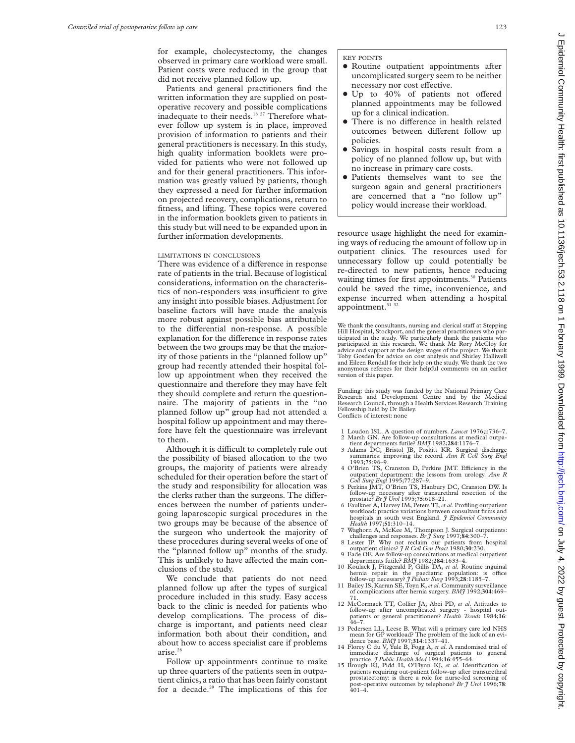for example, cholecystectomy, the changes observed in primary care workload were small. Patient costs were reduced in the group that did not receive planned follow up.

Patients and general practitioners find the written information they are supplied on postoperative recovery and possible complications inadequate to their needs.[16 27] Therefore whatever follow up system is in place, improved provision of information to patients and their general practitioners is necessary. In this study, high quality information booklets were provided for patients who were not followed up and for their general practitioners. This information was greatly valued by patients, though they expressed a need for further information on projected recovery, complications, return to fitness, and lifting. These topics were covered in the information booklets given to patients in this study but will need to be expanded upon in further information developments.

### LIMITATIONS IN CONCLUSIONS

There was evidence of a difference in response rate of patients in the trial. Because of logistical considerations, information on the characteristics of non-responders was insufficient to give any insight into possible biases. Adjustment for baseline factors will have made the analysis more robust against possible bias attributable to the differential non-response. A possible explanation for the difference in response rates between the two groups may be that the majority of those patients in the "planned follow up" group had recently attended their hospital follow up appointment when they received the questionnaire and therefore they may have felt they should complete and return the questionnaire. The majority of patients in the "no planned follow up" group had not attended a hospital follow up appointment and may therefore have felt the questionnaire was irrelevant to them.

Although it is difficult to completely rule out the possibility of biased allocation to the two groups, the majority of patients were already scheduled for their operation before the start of the study and responsibility for allocation was the clerks rather than the surgeons. The differences between the number of patients undergoing laparoscopic surgical procedures in the two groups may be because of the absence of the surgeon who undertook the majority of these procedures during several weeks of one of the "planned follow up" months of the study. This is unlikely to have affected the main conclusions of the study.

We conclude that patients do not need planned follow up after the types of surgical procedure included in this study. Easy access back to the clinic is needed for patients who develop complications. The process of discharge is important, and patients need clear information both about their condition, and about how to access specialist care if problems arise.[28]

Follow up appointments continue to make up three quarters of the patients seen in outpatient clinics, a ratio that has been fairly constant for a decade.[29] The implications of this for resource usage highlight the need for examining ways of reducing the amount of follow up in outpatient clinics. The resources used for unnecessary follow up could potentially be re-directed to new patients, hence reducing waiting times for first appointments.[30] Patients could be saved the time, inconvenience, and expense incurred when attending a hospital appointment.[31 32]

> **KEY POINTS**
>
> - Routine outpatient appointments after uncomplicated surgery seem to be neither necessary nor cost effective.
> - Up to 40% of patients not offered planned appointments may be followed up for a clinical indication.
> - There is no difference in health related outcomes between different follow up policies.
> - Savings in hospital costs result from a policy of no planned follow up, but with no increase in primary care costs.
> - Patients themselves want to see the surgeon again and general practitioners are concerned that a "no follow up" policy would increase their workload.

We thank the consultants, nursing and clerical staff at Stepping Hill Hospital, Stockport, and the general practitioners who participated in the study. We particularly thank the patients who participated in this research. We thank Mr Rory McCloy for advice and support at the design stages of the project. We thank Toby Gosden for advice on cost analysis and Shirley Halliwell and Eileen Rendall for their help on the study. We thank the two anonymous referees for their helpful comments on an earlier version of this paper.

Funding: this study was funded by the National Primary Care Research and Development Centre and by the Medical Research Council, through a Health Services Research Training Fellowship held by Dr Bailey.
Conflicts of interest: none

1 Loudon ISL. A question of numbers. *Lancet* 1976;i:736–7.
2 Marsh GN. Are follow-up consultations at medical outpatient departments futile? *BMJ* 1982;**284**:1176–7.
3 Adams DC, Bristol JB, Poskitt KR. Surgical discharge summaries: improving the record. *Ann R Coll Surg Engl* 1993;**75**:96–9.
4 O'Brien TS, Cranston D, Perkins JMT. Efficiency in the outpatient department: the lessons from urology. *Ann R Coll Surg Engl* 1995;**77**:287–9.
5 Perkins JMT, O'Brien TS, Hanbury DC, Cranston DW. Is follow-up necessary after transurethral resection of the prostate? *Br J Urol* 1995;**75**:618–21.
6 Faulkner A, Harvey IM, Peters TJ, *et al*. Profiling outpatient workload: practice variations between consultant firms and hospitals in south west England. *J Epidemiol Community Health* 1997;**51**:310–14.
7 Waghorn A, McKee M, Thompson J. Surgical outpatients: challenges and responses. *Br J Surg* 1997;**84**:300–7.
8 Lester JP. Why not reclaim our patients from hospital outpatient clinics? *J R Coll Gen Pract* 1980;**30**:230.
9 Eade OE. Are follow-up consultations at medical outpatient departments futile? *BMJ* 1982;**284**:1633–4.
10 Koulack J, Fitzgerald P, Gillis DA, *et al*. Routine inguinal hernia repair in the paediatric population: is office follow-up necessary? *J Pediatr Surg* 1993;**28**:1185–7.
11 Bailey IS, Karran SE, Toyn K, *et al*. Community surveillance of complications after hernia surgery. *BMJ* 1992;**304**:469–71.
12 McCormack TT, Collier JA, Abei PD, *et al*. Attitudes to follow-up after uncomplicated surgery - hospital outpatients or general practitioners? *Health Trends* 1984;**16**:46–7.
13 Pedersen LL, Leese B. What will a primary care led NHS mean for GP workload? The problem of the lack of an evidence base. *BMJ* 1997;**314**:1337–41.
14 Florey C du V, Yule B, Fogg A, *et al*. A randomised trial of immediate discharge of surgical patients to general practice. *J Public Health Med* 1994;**16**:455–64.
15 Brough RJ, Pidd H, O'Flynn KJ, *et al*. Identification of patients requiring out-patient follow-up after transurethral prostatectomy: is there a role for nurse-led screening of post-operative outcomes by telephone? *Br J Urol* 1996;**78**:401–4.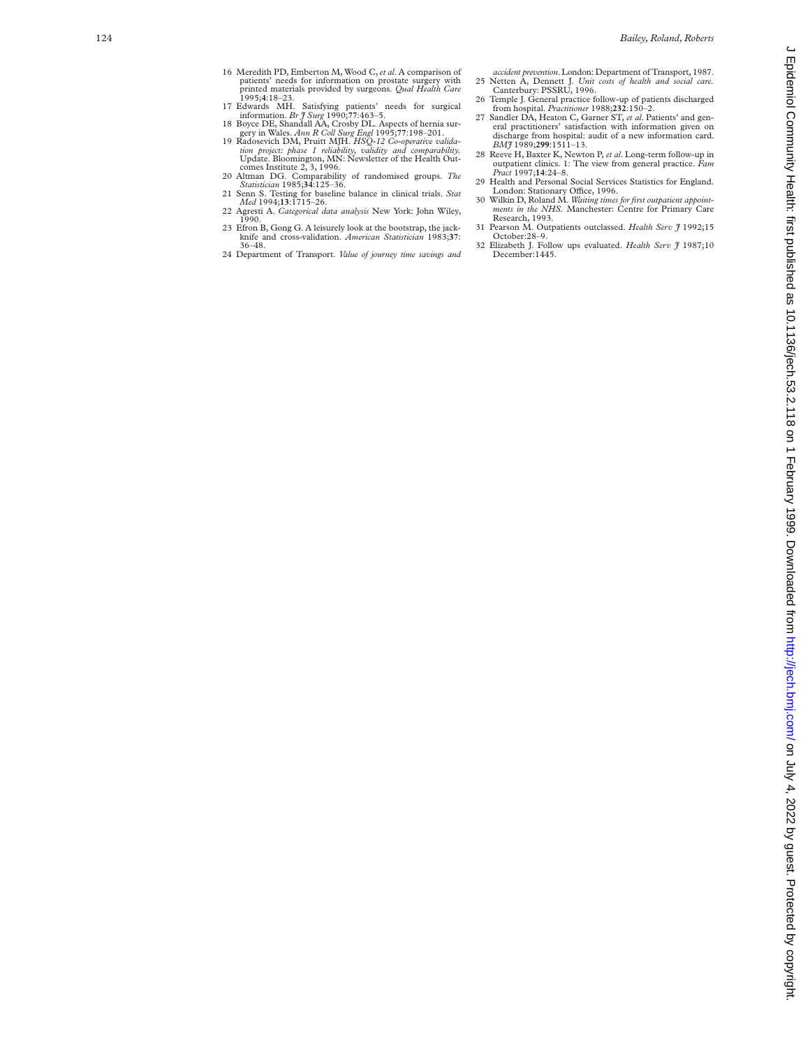16 Meredith PD, Emberton M, Wood C, *et al*. A comparison of patients' needs for information on prostate surgery with printed materials provided by surgeons. *Qual Health Care* 1995;**4**:18–23.

17 Edwards MH. Satisfying patients' needs for surgical information. *Br J Surg* 1990;**77**:463–5.

18 Boyce DE, Shandall AA, Crosby DL. Aspects of hernia surgery in Wales. *Ann R Coll Surg Engl* 1995;**77**:198–201.

19 Radosevich DM, Pruitt MJH. *HSQ-12 Co-operative validation project: phase 1 reliability, validity and comparability.* Update. Bloomington, MN: Newsletter of the Health Outcomes Institute 2, 3, 1996.

20 Altman DG. Comparability of randomised groups. *The Statistician* 1985;**34**:125–36.

21 Senn S. Testing for baseline balance in clinical trials. *Stat Med* 1994;**13**:1715–26.

22 Agresti A. *Categorical data analysis* New York: John Wiley, 1990.

23 Efron B, Gong G. A leisurely look at the bootstrap, the jackknife and cross-validation. *American Statistician* 1983;**37**:36–48.

24 Department of Transport. *Value of journey time savings and accident prevention*. London: Department of Transport, 1987.

25 Netten A, Dennett J. *Unit costs of health and social care.* Canterbury: PSSRU, 1996.

26 Temple J. General practice follow-up of patients discharged from hospital. *Practitioner* 1988;**232**:150–2.

27 Sandler DA, Heaton C, Garner ST, *et al*. Patients' and general practitioners' satisfaction with information given on discharge from hospital: audit of a new information card. *BMJ* 1989;**299**:1511–13.

28 Reeve H, Baxter K, Newton P, *et al*. Long-term follow-up in outpatient clinics. 1: The view from general practice. *Fam Pract* 1997;**14**:24–8.

29 Health and Personal Social Services Statistics for England. London: Stationary Office, 1996.

30 Wilkin D, Roland M. *Waiting times for first outpatient appointments in the NHS.* Manchester: Centre for Primary Care Research, 1993.

31 Pearson M. Outpatients outclassed. *Health Serv J* 1992;15 October:28–9.

32 Elizabeth J. Follow ups evaluated. *Health Serv J* 1987;10 December:1445.